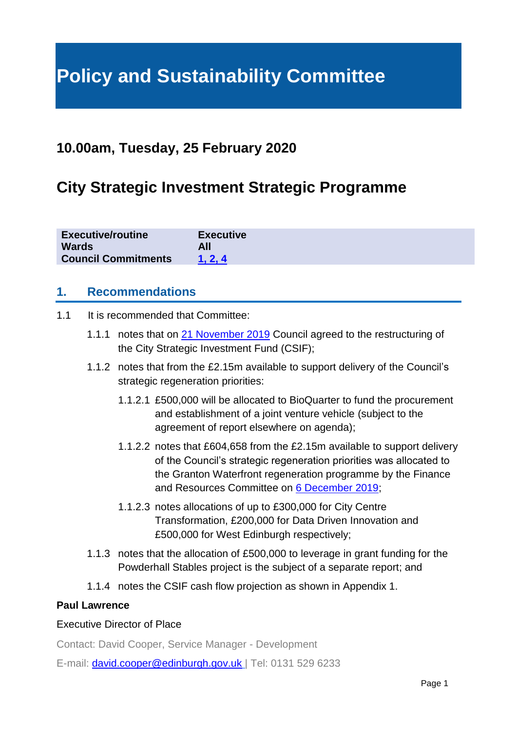# Policy and Sustainability Committee

## 10.00am, Tuesday, 25 February 2020

## City Strategic Investment Strategic Programme

| | |
|---|---|
| **Executive/routine** | **Executive** |
| **Wards** | **All** |
| **Council Commitments** | **1, 2, 4** |

## 1. Recommendations

1.1 It is recommended that Committee:

1.1.1 notes that on 21 November 2019 Council agreed to the restructuring of the City Strategic Investment Fund (CSIF);

1.1.2 notes that from the £2.15m available to support delivery of the Council's strategic regeneration priorities:

1.1.2.1 £500,000 will be allocated to BioQuarter to fund the procurement and establishment of a joint venture vehicle (subject to the agreement of report elsewhere on agenda);

1.1.2.2 notes that £604,658 from the £2.15m available to support delivery of the Council's strategic regeneration priorities was allocated to the Granton Waterfront regeneration programme by the Finance and Resources Committee on 6 December 2019;

1.1.2.3 notes allocations of up to £300,000 for City Centre Transformation, £200,000 for Data Driven Innovation and £500,000 for West Edinburgh respectively;

1.1.3 notes that the allocation of £500,000 to leverage in grant funding for the Powderhall Stables project is the subject of a separate report; and

1.1.4 notes the CSIF cash flow projection as shown in Appendix 1.

**Paul Lawrence**

Executive Director of Place

Contact: David Cooper, Service Manager - Development

E-mail: david.cooper@edinburgh.gov.uk | Tel: 0131 529 6233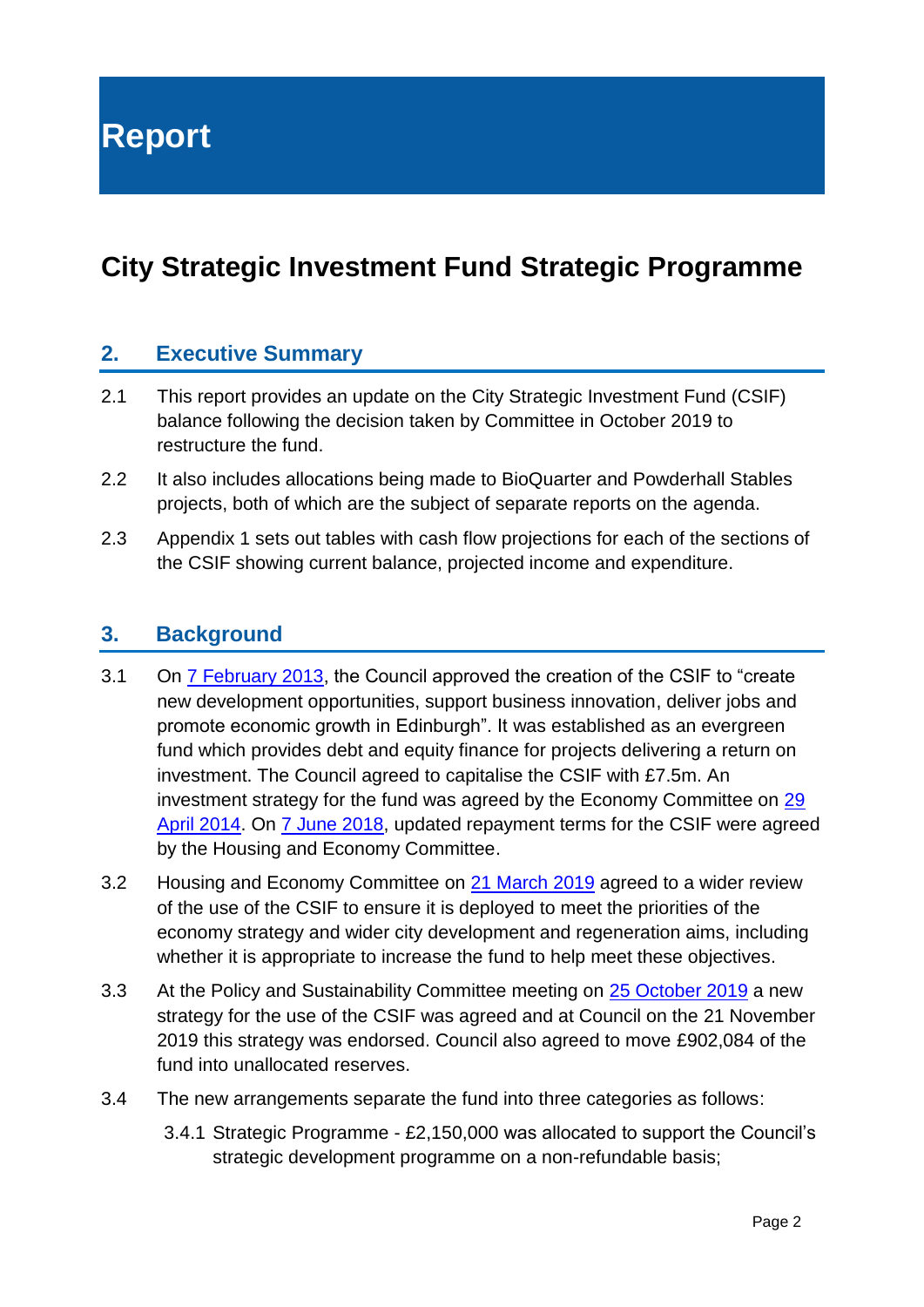# Report

## City Strategic Investment Fund Strategic Programme

### 2. Executive Summary

2.1 This report provides an update on the City Strategic Investment Fund (CSIF) balance following the decision taken by Committee in October 2019 to restructure the fund.

2.2 It also includes allocations being made to BioQuarter and Powderhall Stables projects, both of which are the subject of separate reports on the agenda.

2.3 Appendix 1 sets out tables with cash flow projections for each of the sections of the CSIF showing current balance, projected income and expenditure.

### 3. Background

3.1 On 7 February 2013, the Council approved the creation of the CSIF to "create new development opportunities, support business innovation, deliver jobs and promote economic growth in Edinburgh". It was established as an evergreen fund which provides debt and equity finance for projects delivering a return on investment. The Council agreed to capitalise the CSIF with £7.5m. An investment strategy for the fund was agreed by the Economy Committee on 29 April 2014. On 7 June 2018, updated repayment terms for the CSIF were agreed by the Housing and Economy Committee.

3.2 Housing and Economy Committee on 21 March 2019 agreed to a wider review of the use of the CSIF to ensure it is deployed to meet the priorities of the economy strategy and wider city development and regeneration aims, including whether it is appropriate to increase the fund to help meet these objectives.

3.3 At the Policy and Sustainability Committee meeting on 25 October 2019 a new strategy for the use of the CSIF was agreed and at Council on the 21 November 2019 this strategy was endorsed. Council also agreed to move £902,084 of the fund into unallocated reserves.

3.4 The new arrangements separate the fund into three categories as follows:

3.4.1 Strategic Programme - £2,150,000 was allocated to support the Council's strategic development programme on a non-refundable basis;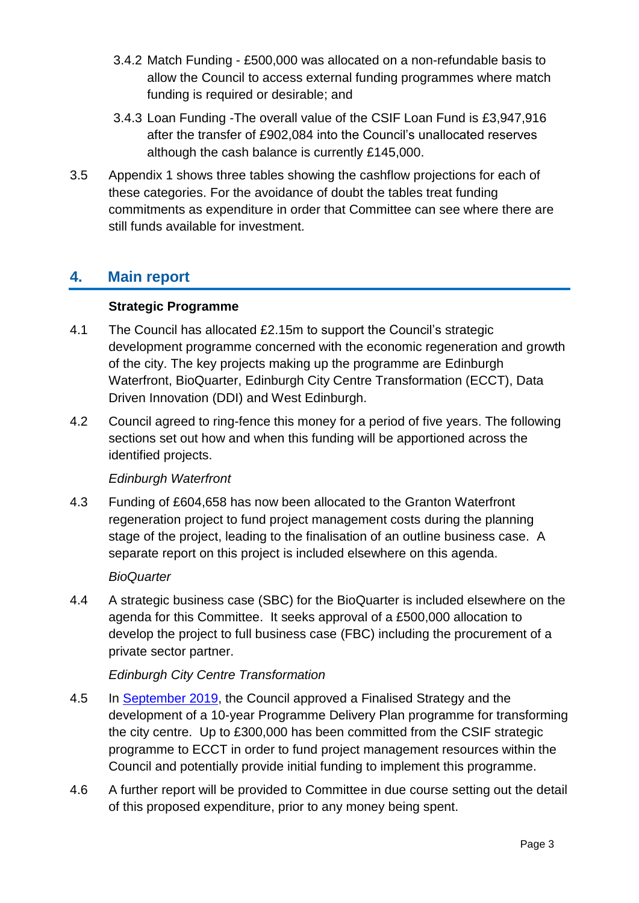3.4.2 Match Funding - £500,000 was allocated on a non-refundable basis to allow the Council to access external funding programmes where match funding is required or desirable; and

3.4.3 Loan Funding -The overall value of the CSIF Loan Fund is £3,947,916 after the transfer of £902,084 into the Council's unallocated reserves although the cash balance is currently £145,000.

3.5 Appendix 1 shows three tables showing the cashflow projections for each of these categories. For the avoidance of doubt the tables treat funding commitments as expenditure in order that Committee can see where there are still funds available for investment.

## 4. Main report

**Strategic Programme**

4.1 The Council has allocated £2.15m to support the Council's strategic development programme concerned with the economic regeneration and growth of the city. The key projects making up the programme are Edinburgh Waterfront, BioQuarter, Edinburgh City Centre Transformation (ECCT), Data Driven Innovation (DDI) and West Edinburgh.

4.2 Council agreed to ring-fence this money for a period of five years. The following sections set out how and when this funding will be apportioned across the identified projects.

*Edinburgh Waterfront*

4.3 Funding of £604,658 has now been allocated to the Granton Waterfront regeneration project to fund project management costs during the planning stage of the project, leading to the finalisation of an outline business case. A separate report on this project is included elsewhere on this agenda.

*BioQuarter*

4.4 A strategic business case (SBC) for the BioQuarter is included elsewhere on the agenda for this Committee. It seeks approval of a £500,000 allocation to develop the project to full business case (FBC) including the procurement of a private sector partner.

*Edinburgh City Centre Transformation*

4.5 In September 2019, the Council approved a Finalised Strategy and the development of a 10-year Programme Delivery Plan programme for transforming the city centre. Up to £300,000 has been committed from the CSIF strategic programme to ECCT in order to fund project management resources within the Council and potentially provide initial funding to implement this programme.

4.6 A further report will be provided to Committee in due course setting out the detail of this proposed expenditure, prior to any money being spent.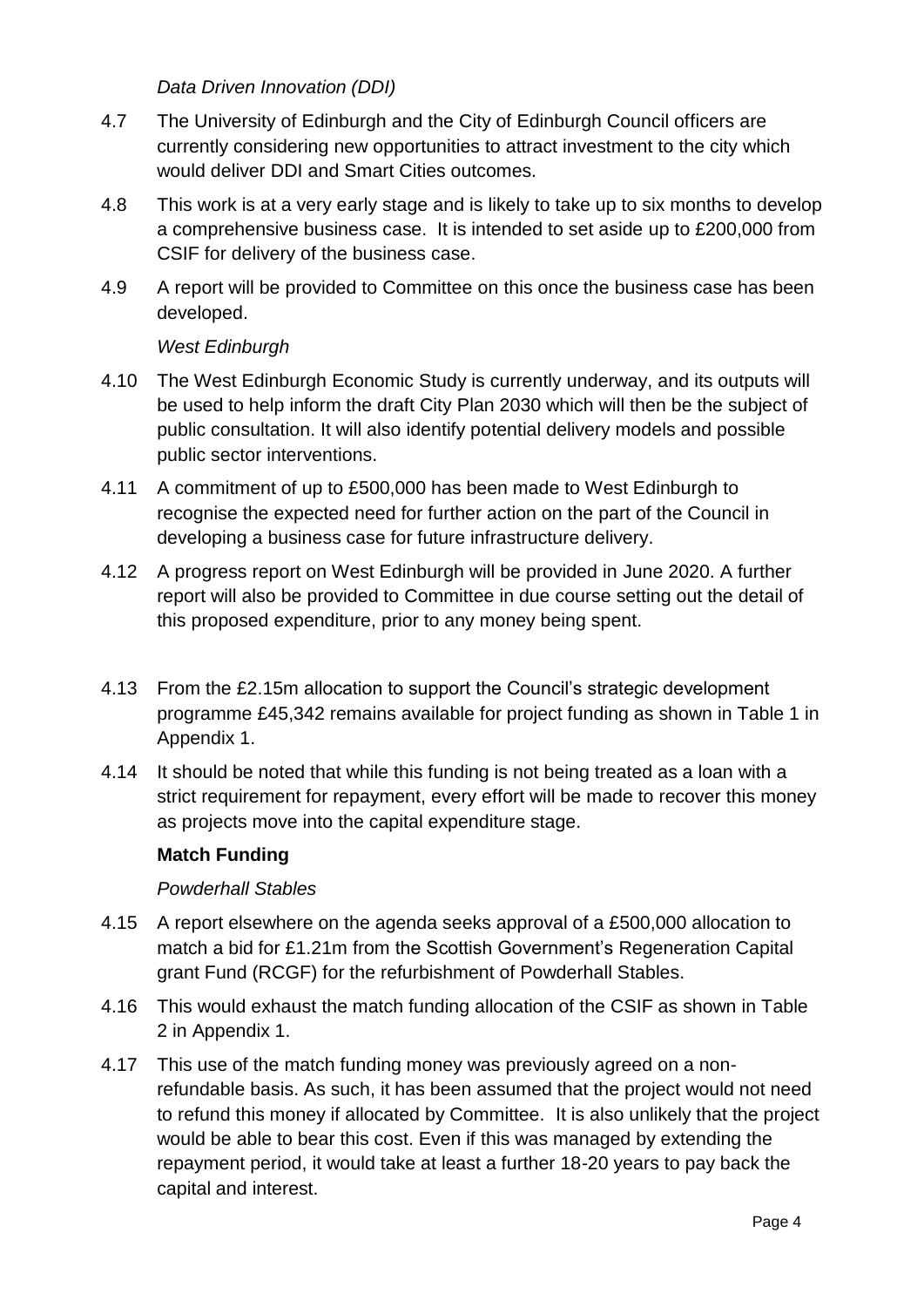*Data Driven Innovation (DDI)*

4.7 The University of Edinburgh and the City of Edinburgh Council officers are currently considering new opportunities to attract investment to the city which would deliver DDI and Smart Cities outcomes.

4.8 This work is at a very early stage and is likely to take up to six months to develop a comprehensive business case. It is intended to set aside up to £200,000 from CSIF for delivery of the business case.

4.9 A report will be provided to Committee on this once the business case has been developed.

*West Edinburgh*

4.10 The West Edinburgh Economic Study is currently underway, and its outputs will be used to help inform the draft City Plan 2030 which will then be the subject of public consultation. It will also identify potential delivery models and possible public sector interventions.

4.11 A commitment of up to £500,000 has been made to West Edinburgh to recognise the expected need for further action on the part of the Council in developing a business case for future infrastructure delivery.

4.12 A progress report on West Edinburgh will be provided in June 2020. A further report will also be provided to Committee in due course setting out the detail of this proposed expenditure, prior to any money being spent.

4.13 From the £2.15m allocation to support the Council's strategic development programme £45,342 remains available for project funding as shown in Table 1 in Appendix 1.

4.14 It should be noted that while this funding is not being treated as a loan with a strict requirement for repayment, every effort will be made to recover this money as projects move into the capital expenditure stage.

**Match Funding**

*Powderhall Stables*

4.15 A report elsewhere on the agenda seeks approval of a £500,000 allocation to match a bid for £1.21m from the Scottish Government's Regeneration Capital grant Fund (RCGF) for the refurbishment of Powderhall Stables.

4.16 This would exhaust the match funding allocation of the CSIF as shown in Table 2 in Appendix 1.

4.17 This use of the match funding money was previously agreed on a non-refundable basis. As such, it has been assumed that the project would not need to refund this money if allocated by Committee. It is also unlikely that the project would be able to bear this cost. Even if this was managed by extending the repayment period, it would take at least a further 18-20 years to pay back the capital and interest.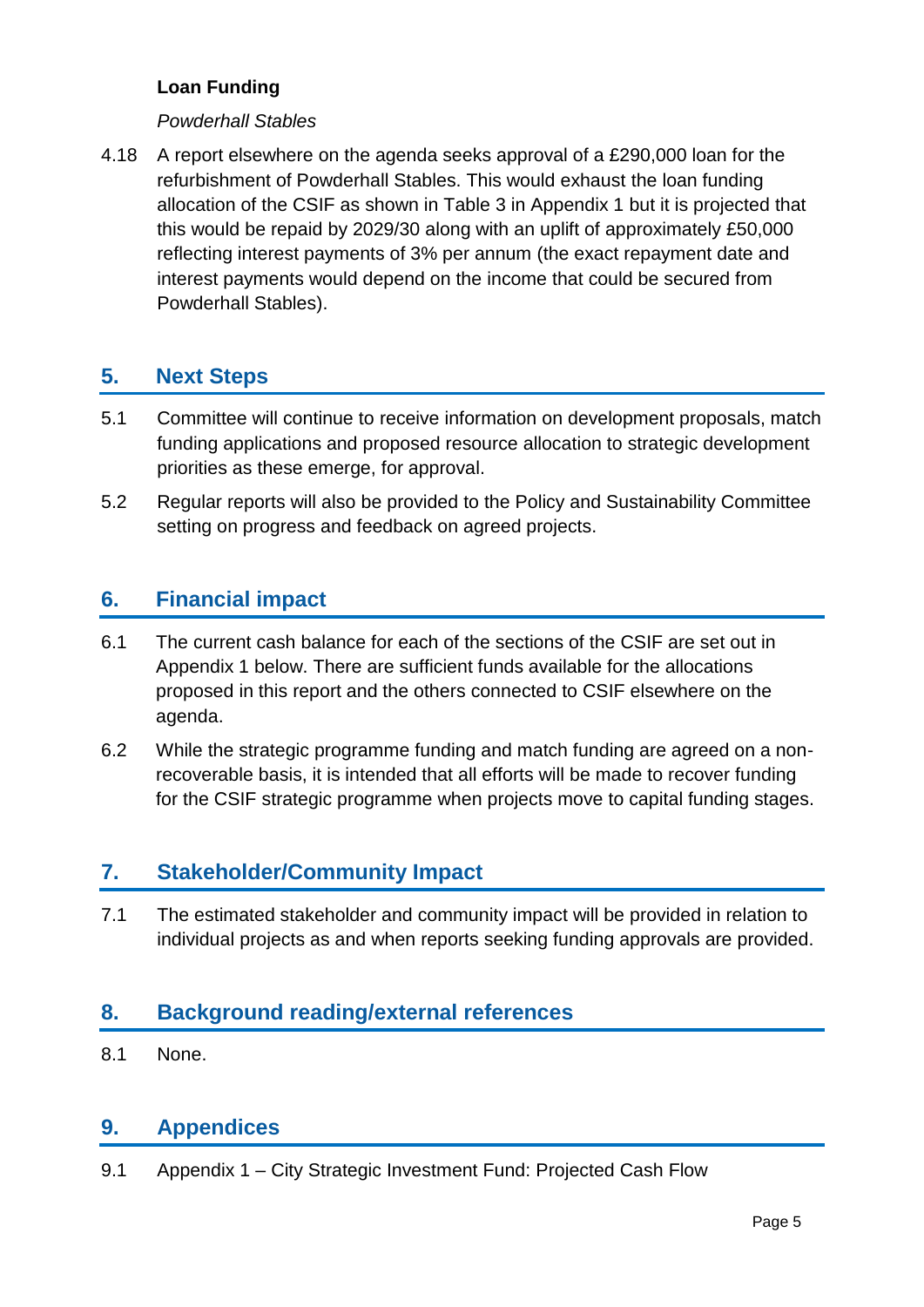**Loan Funding**

*Powderhall Stables*

4.18 A report elsewhere on the agenda seeks approval of a £290,000 loan for the refurbishment of Powderhall Stables. This would exhaust the loan funding allocation of the CSIF as shown in Table 3 in Appendix 1 but it is projected that this would be repaid by 2029/30 along with an uplift of approximately £50,000 reflecting interest payments of 3% per annum (the exact repayment date and interest payments would depend on the income that could be secured from Powderhall Stables).

## 5. Next Steps

5.1 Committee will continue to receive information on development proposals, match funding applications and proposed resource allocation to strategic development priorities as these emerge, for approval.

5.2 Regular reports will also be provided to the Policy and Sustainability Committee setting on progress and feedback on agreed projects.

## 6. Financial impact

6.1 The current cash balance for each of the sections of the CSIF are set out in Appendix 1 below. There are sufficient funds available for the allocations proposed in this report and the others connected to CSIF elsewhere on the agenda.

6.2 While the strategic programme funding and match funding are agreed on a non-recoverable basis, it is intended that all efforts will be made to recover funding for the CSIF strategic programme when projects move to capital funding stages.

## 7. Stakeholder/Community Impact

7.1 The estimated stakeholder and community impact will be provided in relation to individual projects as and when reports seeking funding approvals are provided.

## 8. Background reading/external references

8.1 None.

## 9. Appendices

9.1 Appendix 1 – City Strategic Investment Fund: Projected Cash Flow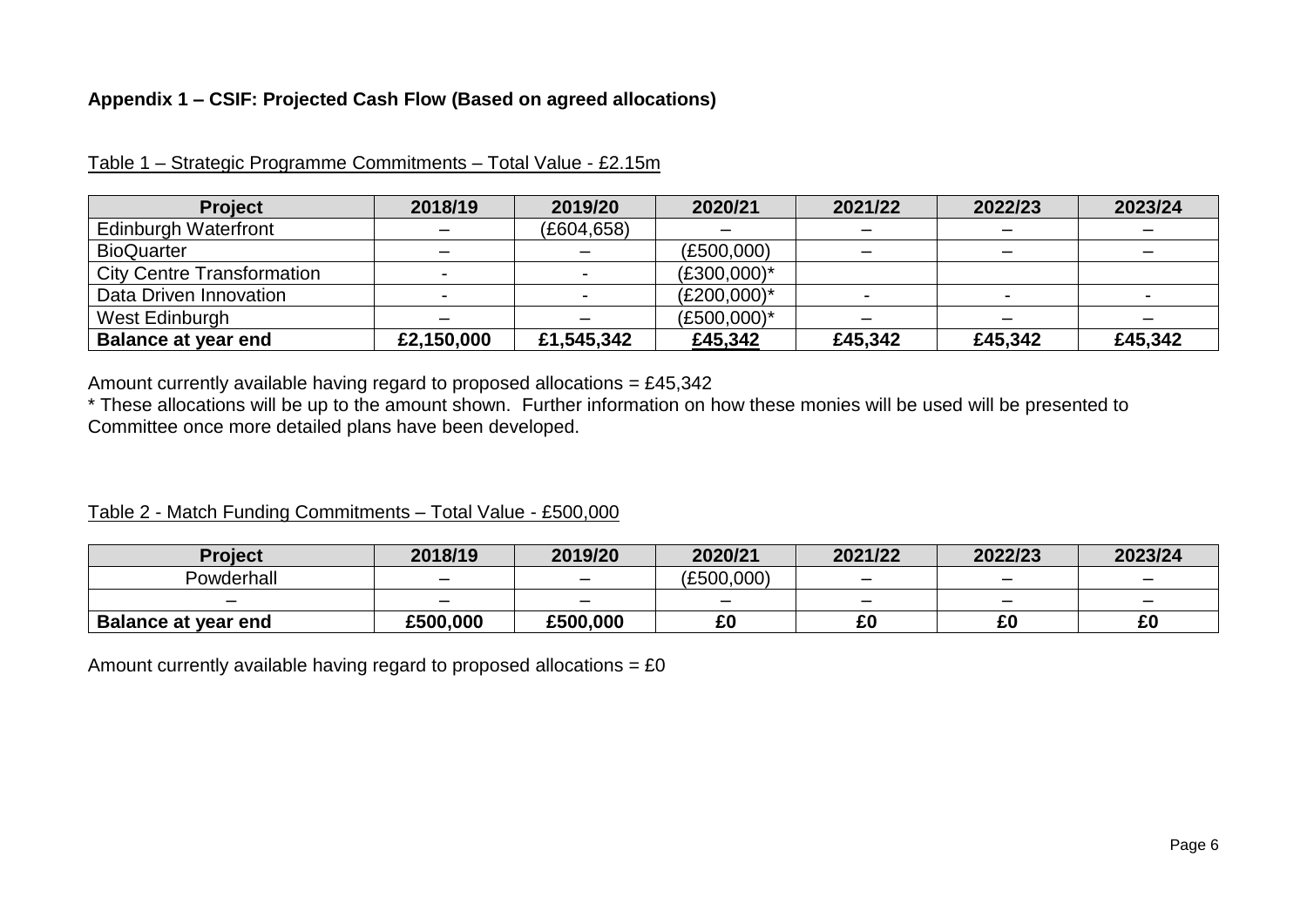**Appendix 1 – CSIF: Projected Cash Flow (Based on agreed allocations)**

Table 1 – Strategic Programme Commitments – Total Value - £2.15m

| Project | 2018/19 | 2019/20 | 2020/21 | 2021/22 | 2022/23 | 2023/24 |
|---|---|---|---|---|---|---|
| Edinburgh Waterfront | – | (£604,658) | – | – | – | – |
| BioQuarter | – | – | (£500,000) | – | – | – |
| City Centre Transformation | - | - | (£300,000)* | | | |
| Data Driven Innovation | - | - | (£200,000)* | - | - | - |
| West Edinburgh | – | – | (£500,000)* | – | – | – |
| **Balance at year end** | **£2,150,000** | **£1,545,342** | **£45,342** | **£45,342** | **£45,342** | **£45,342** |

Amount currently available having regard to proposed allocations = £45,342

* These allocations will be up to the amount shown. Further information on how these monies will be used will be presented to Committee once more detailed plans have been developed.

Table 2 - Match Funding Commitments – Total Value - £500,000

| Project | 2018/19 | 2019/20 | 2020/21 | 2021/22 | 2022/23 | 2023/24 |
|---|---|---|---|---|---|---|
| Powderhall | – | – | (£500,000) | – | – | – |
| – | – | – | – | – | – | – |
| **Balance at year end** | **£500,000** | **£500,000** | **£0** | **£0** | **£0** | **£0** |

Amount currently available having regard to proposed allocations = £0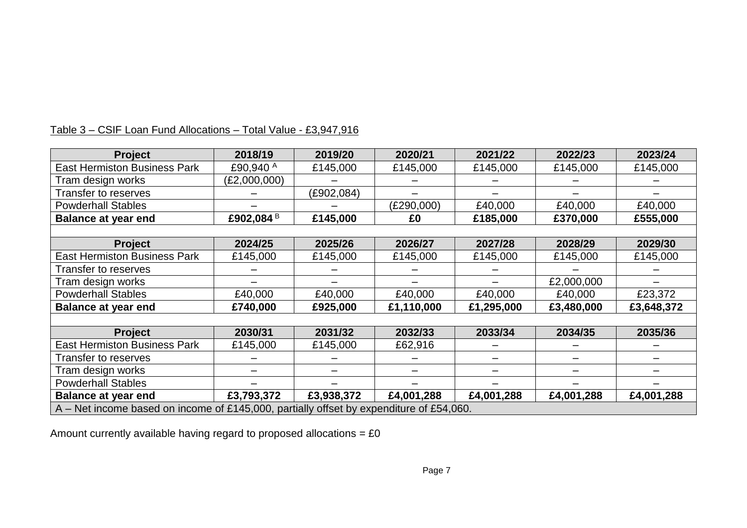Table 3 – CSIF Loan Fund Allocations – Total Value - £3,947,916

| Project | 2018/19 | 2019/20 | 2020/21 | 2021/22 | 2022/23 | 2023/24 |
|---|---|---|---|---|---|---|
| East Hermiston Business Park | £90,940 [A] | £145,000 | £145,000 | £145,000 | £145,000 | £145,000 |
| Tram design works | (£2,000,000) | – | – | – | – | – |
| Transfer to reserves | – | (£902,084) | – | – | – | – |
| Powderhall Stables | – | – | (£290,000) | £40,000 | £40,000 | £40,000 |
| **Balance at year end** | **£902,084** [B] | **£145,000** | **£0** | **£185,000** | **£370,000** | **£555,000** |
| | | | | | | |
| **Project** | **2024/25** | **2025/26** | **2026/27** | **2027/28** | **2028/29** | **2029/30** |
| East Hermiston Business Park | £145,000 | £145,000 | £145,000 | £145,000 | £145,000 | £145,000 |
| Transfer to reserves | – | – | – | – | – | – |
| Tram design works | – | – | – | – | £2,000,000 | – |
| Powderhall Stables | £40,000 | £40,000 | £40,000 | £40,000 | £40,000 | £23,372 |
| **Balance at year end** | **£740,000** | **£925,000** | **£1,110,000** | **£1,295,000** | **£3,480,000** | **£3,648,372** |
| | | | | | | |
| **Project** | **2030/31** | **2031/32** | **2032/33** | **2033/34** | **2034/35** | **2035/36** |
| East Hermiston Business Park | £145,000 | £145,000 | £62,916 | – | – | – |
| Transfer to reserves | – | – | – | – | – | – |
| Tram design works | – | – | – | – | – | – |
| Powderhall Stables | – | – | – | – | – | – |
| **Balance at year end** | **£3,793,372** | **£3,938,372** | **£4,001,288** | **£4,001,288** | **£4,001,288** | **£4,001,288** |
| A – Net income based on income of £145,000, partially offset by expenditure of £54,060. | | | | | | |

Amount currently available having regard to proposed allocations = £0